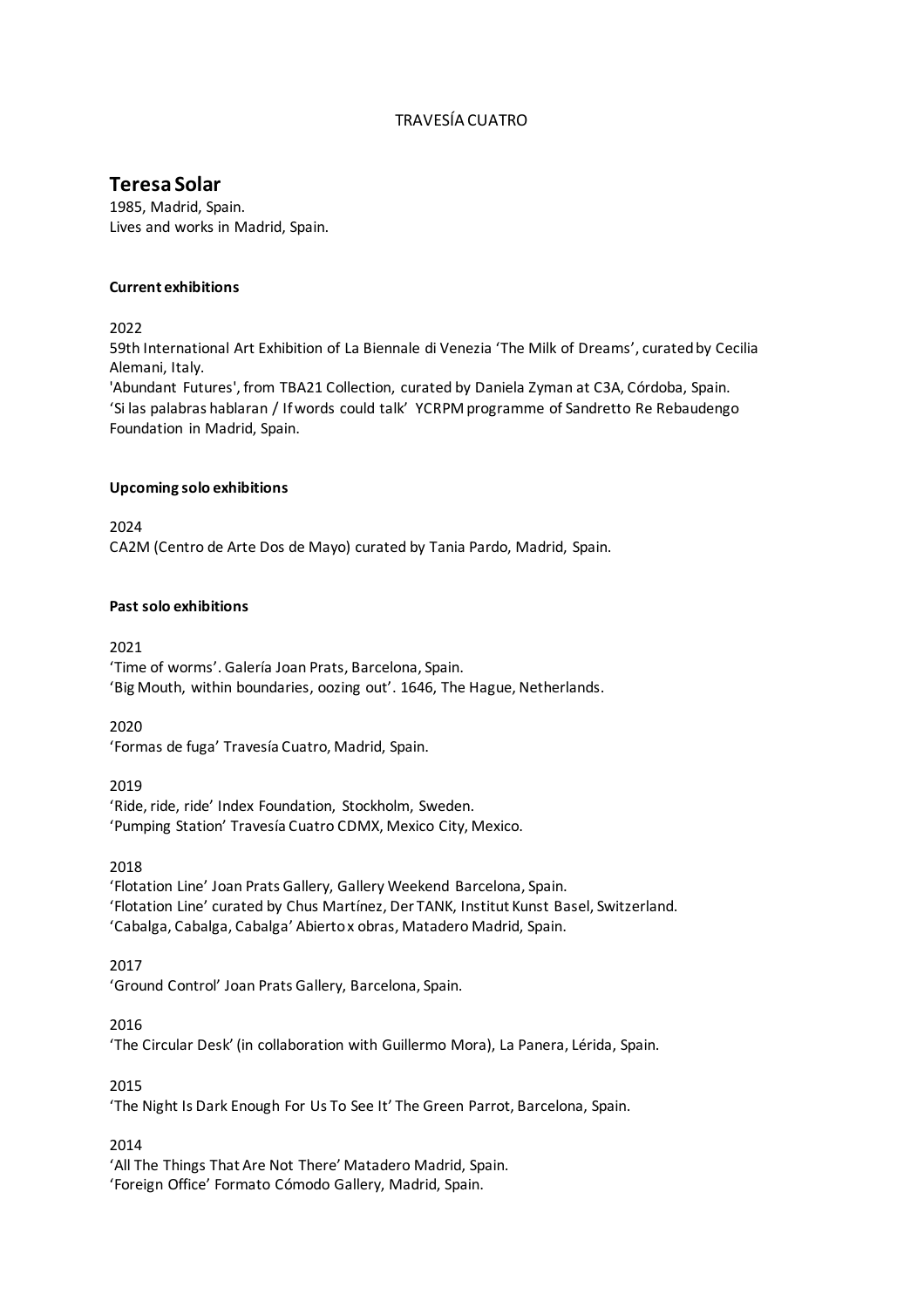TRAVESÍA CUATRO

# Teresa Solar

1985, Madrid, Spain.
Lives and works in Madrid, Spain.

**Current exhibitions**

2022
59th International Art Exhibition of La Biennale di Venezia 'The Milk of Dreams', curated by Cecilia Alemani, Italy.
'Abundant Futures', from TBA21 Collection, curated by Daniela Zyman at C3A, Córdoba, Spain.
'Si las palabras hablaran / If words could talk' YCRPM programme of Sandretto Re Rebaudengo Foundation in Madrid, Spain.

**Upcoming solo exhibitions**

2024
CA2M (Centro de Arte Dos de Mayo) curated by Tania Pardo, Madrid, Spain.

**Past solo exhibitions**

2021
'Time of worms'. Galería Joan Prats, Barcelona, Spain.
'Big Mouth, within boundaries, oozing out'. 1646, The Hague, Netherlands.

2020
'Formas de fuga' Travesía Cuatro, Madrid, Spain.

2019
'Ride, ride, ride' Index Foundation, Stockholm, Sweden.
'Pumping Station' Travesía Cuatro CDMX, Mexico City, Mexico.

2018
'Flotation Line' Joan Prats Gallery, Gallery Weekend Barcelona, Spain.
'Flotation Line' curated by Chus Martínez, Der TANK, Institut Kunst Basel, Switzerland.
'Cabalga, Cabalga, Cabalga' Abierto x obras, Matadero Madrid, Spain.

2017
'Ground Control' Joan Prats Gallery, Barcelona, Spain.

2016
'The Circular Desk' (in collaboration with Guillermo Mora), La Panera, Lérida, Spain.

2015
'The Night Is Dark Enough For Us To See It' The Green Parrot, Barcelona, Spain.

2014
'All The Things That Are Not There' Matadero Madrid, Spain.
'Foreign Office' Formato Cómodo Gallery, Madrid, Spain.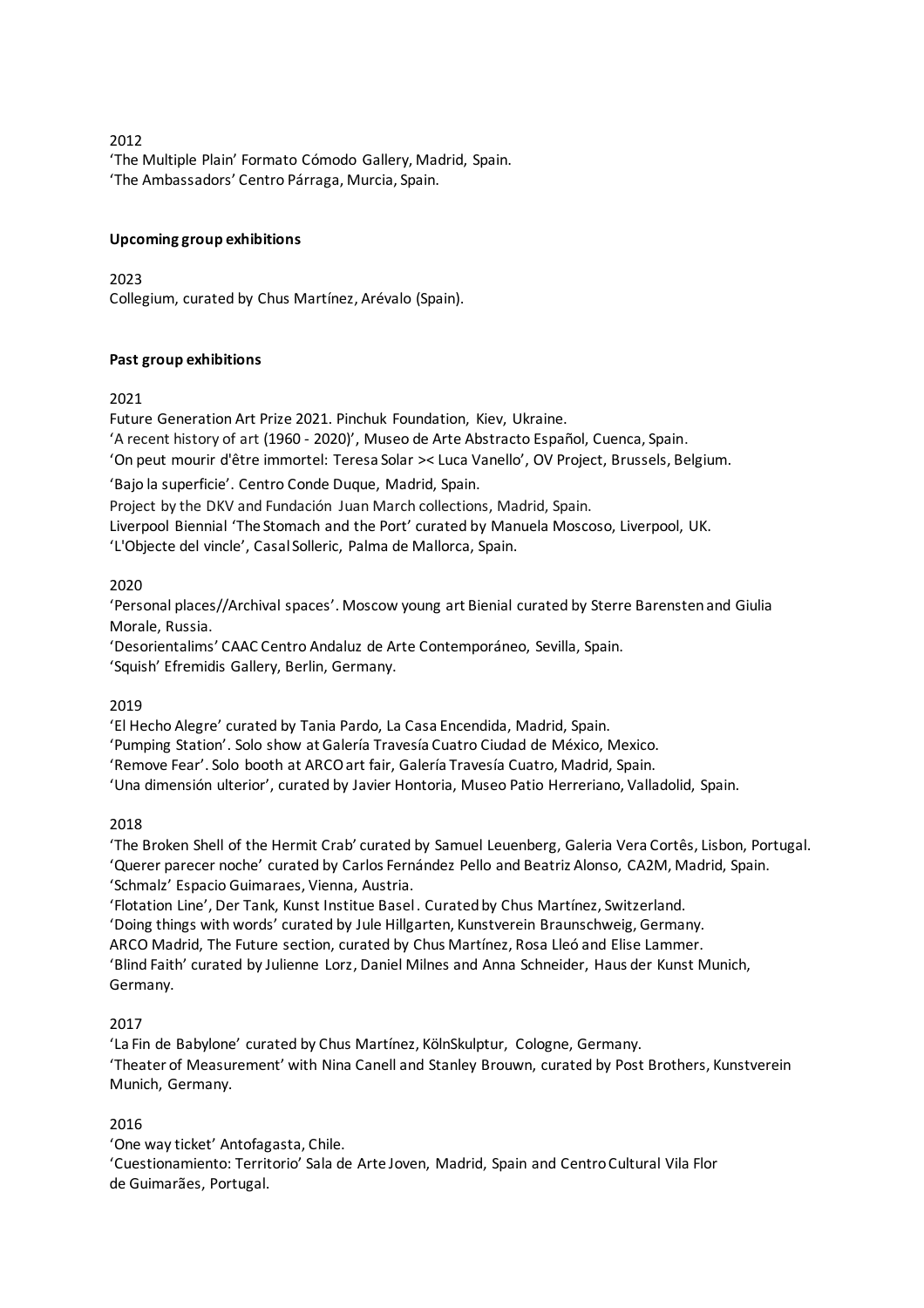2012

'The Multiple Plain' Formato Cómodo Gallery, Madrid, Spain.
'The Ambassadors' Centro Párraga, Murcia, Spain.

**Upcoming group exhibitions**

2023

Collegium, curated by Chus Martínez, Arévalo (Spain).

**Past group exhibitions**

2021

Future Generation Art Prize 2021. Pinchuk Foundation, Kiev, Ukraine.
'A recent history of art (1960 - 2020)', Museo de Arte Abstracto Español, Cuenca, Spain.
'On peut mourir d'être immortel: Teresa Solar >< Luca Vanello', OV Project, Brussels, Belgium.
'Bajo la superficie'. Centro Conde Duque, Madrid, Spain.
Project by the DKV and Fundación Juan March collections, Madrid, Spain.
Liverpool Biennial 'The Stomach and the Port' curated by Manuela Moscoso, Liverpool, UK.
'L'Objecte del vincle', Casal Solleric, Palma de Mallorca, Spain.

2020

'Personal places//Archival spaces'. Moscow young art Bienial curated by Sterre Barensten and Giulia Morale, Russia.
'Desorientalims' CAAC Centro Andaluz de Arte Contemporáneo, Sevilla, Spain.
'Squish' Efremidis Gallery, Berlin, Germany.

2019

'El Hecho Alegre' curated by Tania Pardo, La Casa Encendida, Madrid, Spain.
'Pumping Station'. Solo show at Galería Travesía Cuatro Ciudad de México, Mexico.
'Remove Fear'. Solo booth at ARCO art fair, Galería Travesía Cuatro, Madrid, Spain.
'Una dimensión ulterior', curated by Javier Hontoria, Museo Patio Herreriano, Valladolid, Spain.

2018

'The Broken Shell of the Hermit Crab' curated by Samuel Leuenberg, Galeria Vera Cortês, Lisbon, Portugal.
'Querer parecer noche' curated by Carlos Fernández Pello and Beatriz Alonso, CA2M, Madrid, Spain.
'Schmalz' Espacio Guimaraes, Vienna, Austria.
'Flotation Line', Der Tank, Kunst Institue Basel. Curated by Chus Martínez, Switzerland.
'Doing things with words' curated by Jule Hillgarten, Kunstverein Braunschweig, Germany.
ARCO Madrid, The Future section, curated by Chus Martínez, Rosa Lleó and Elise Lammer.
'Blind Faith' curated by Julienne Lorz, Daniel Milnes and Anna Schneider, Haus der Kunst Munich, Germany.

2017

'La Fin de Babylone' curated by Chus Martínez, KölnSkulptur, Cologne, Germany.
'Theater of Measurement' with Nina Canell and Stanley Brouwn, curated by Post Brothers, Kunstverein Munich, Germany.

2016

'One way ticket' Antofagasta, Chile.
'Cuestionamiento: Territorio' Sala de Arte Joven, Madrid, Spain and Centro Cultural Vila Flor de Guimarães, Portugal.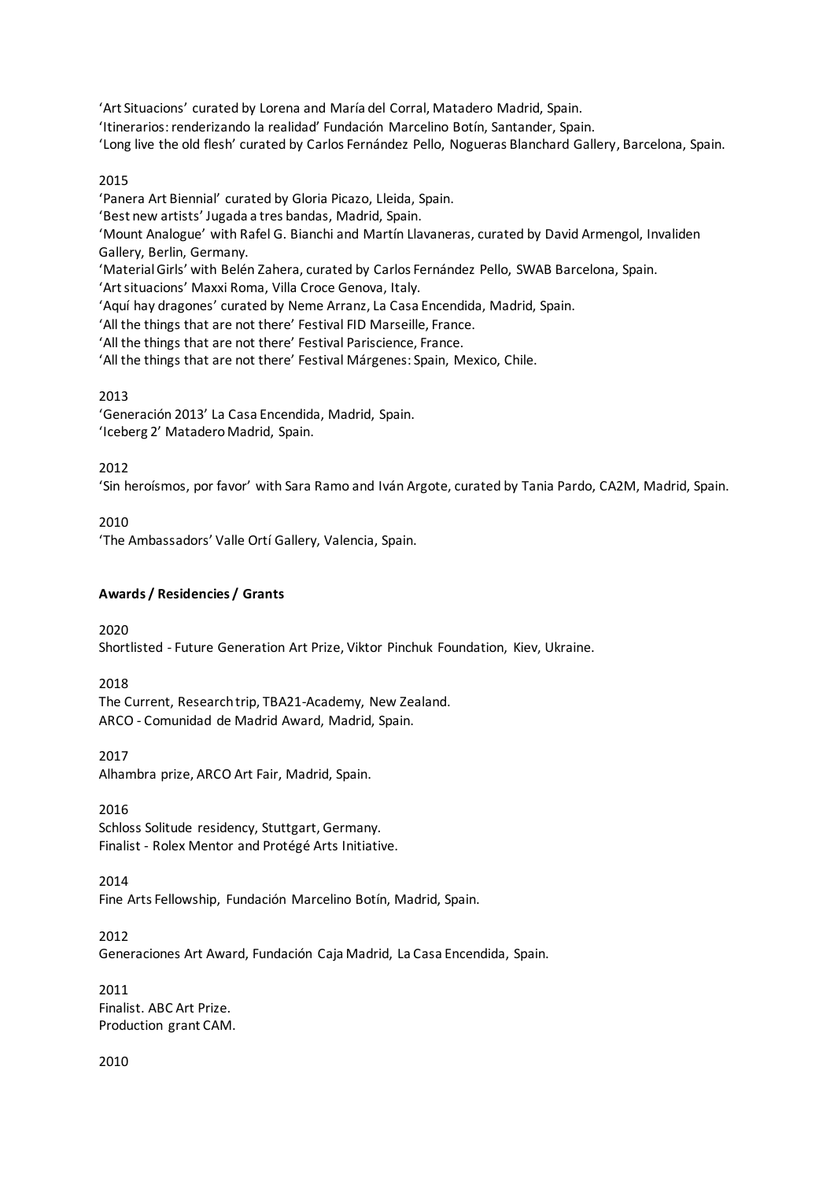'Art Situacions' curated by Lorena and María del Corral, Matadero Madrid, Spain.
'Itinerarios: renderizando la realidad' Fundación Marcelino Botín, Santander, Spain.
'Long live the old flesh' curated by Carlos Fernández Pello, Nogueras Blanchard Gallery, Barcelona, Spain.

2015
'Panera Art Biennial' curated by Gloria Picazo, Lleida, Spain.
'Best new artists' Jugada a tres bandas, Madrid, Spain.
'Mount Analogue' with Rafel G. Bianchi and Martín Llavaneras, curated by David Armengol, Invaliden Gallery, Berlin, Germany.
'Material Girls' with Belén Zahera, curated by Carlos Fernández Pello, SWAB Barcelona, Spain.
'Art situacions' Maxxi Roma, Villa Croce Genova, Italy.
'Aquí hay dragones' curated by Neme Arranz, La Casa Encendida, Madrid, Spain.
'All the things that are not there' Festival FID Marseille, France.
'All the things that are not there' Festival Pariscience, France.
'All the things that are not there' Festival Márgenes: Spain, Mexico, Chile.

2013
'Generación 2013' La Casa Encendida, Madrid, Spain.
'Iceberg 2' Matadero Madrid, Spain.

2012
'Sin heroísmos, por favor' with Sara Ramo and Iván Argote, curated by Tania Pardo, CA2M, Madrid, Spain.

2010
'The Ambassadors' Valle Ortí Gallery, Valencia, Spain.

**Awards / Residencies / Grants**

2020
Shortlisted - Future Generation Art Prize, Viktor Pinchuk Foundation, Kiev, Ukraine.

2018
The Current, Research trip, TBA21-Academy, New Zealand.
ARCO - Comunidad de Madrid Award, Madrid, Spain.

2017
Alhambra prize, ARCO Art Fair, Madrid, Spain.

2016
Schloss Solitude residency, Stuttgart, Germany.
Finalist - Rolex Mentor and Protégé Arts Initiative.

2014
Fine Arts Fellowship, Fundación Marcelino Botín, Madrid, Spain.

2012
Generaciones Art Award, Fundación Caja Madrid, La Casa Encendida, Spain.

2011
Finalist. ABC Art Prize.
Production grant CAM.

2010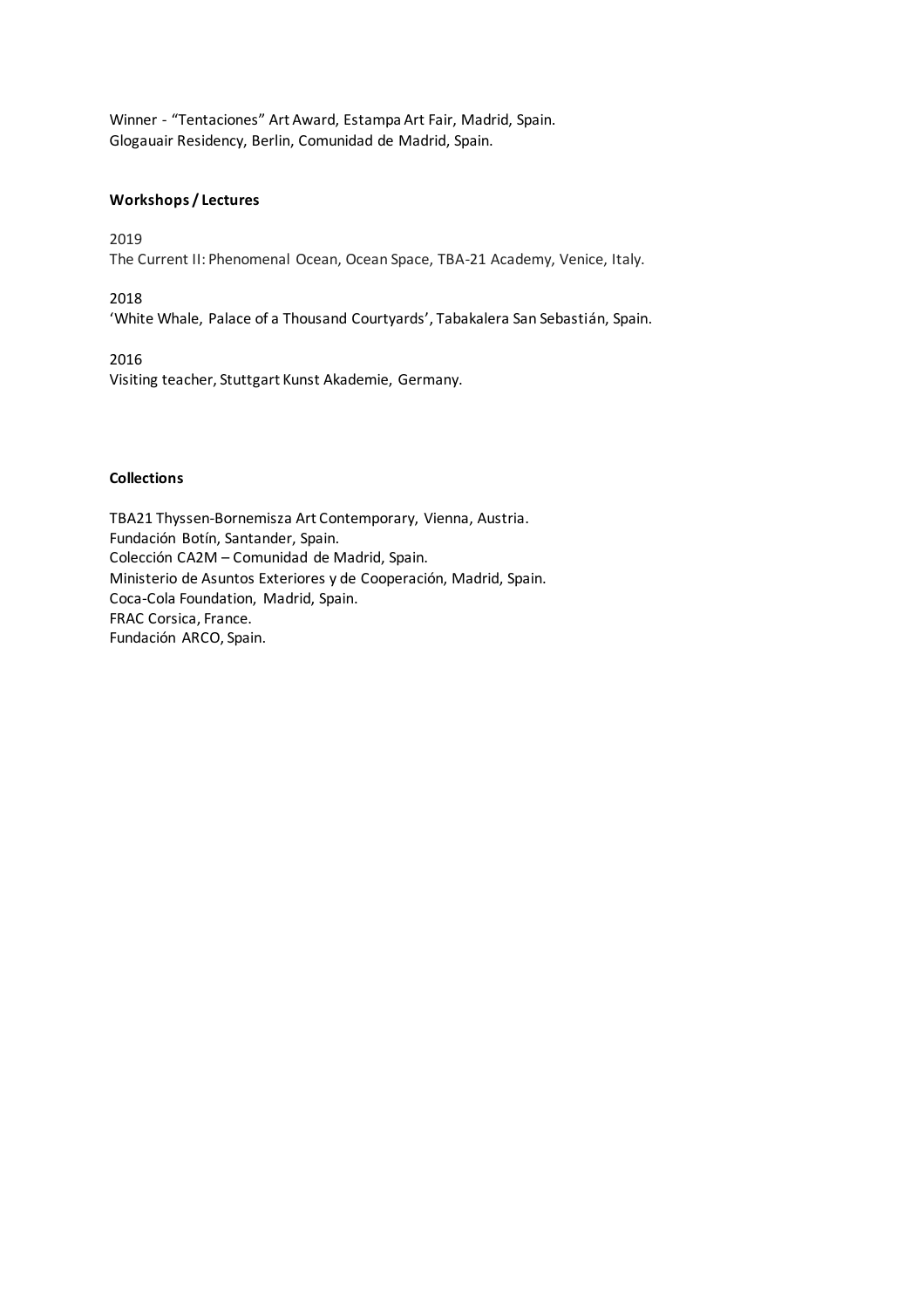Winner - “Tentaciones” Art Award, Estampa Art Fair, Madrid, Spain.
Glogauair Residency, Berlin, Comunidad de Madrid, Spain.

**Workshops / Lectures**

2019
The Current II: Phenomenal Ocean, Ocean Space, TBA-21 Academy, Venice, Italy.

2018
‘White Whale, Palace of a Thousand Courtyards’, Tabakalera San Sebastián, Spain.

2016
Visiting teacher, Stuttgart Kunst Akademie, Germany.

**Collections**

TBA21 Thyssen-Bornemisza Art Contemporary, Vienna, Austria.
Fundación Botín, Santander, Spain.
Colección CA2M – Comunidad de Madrid, Spain.
Ministerio de Asuntos Exteriores y de Cooperación, Madrid, Spain.
Coca-Cola Foundation, Madrid, Spain.
FRAC Corsica, France.
Fundación ARCO, Spain.